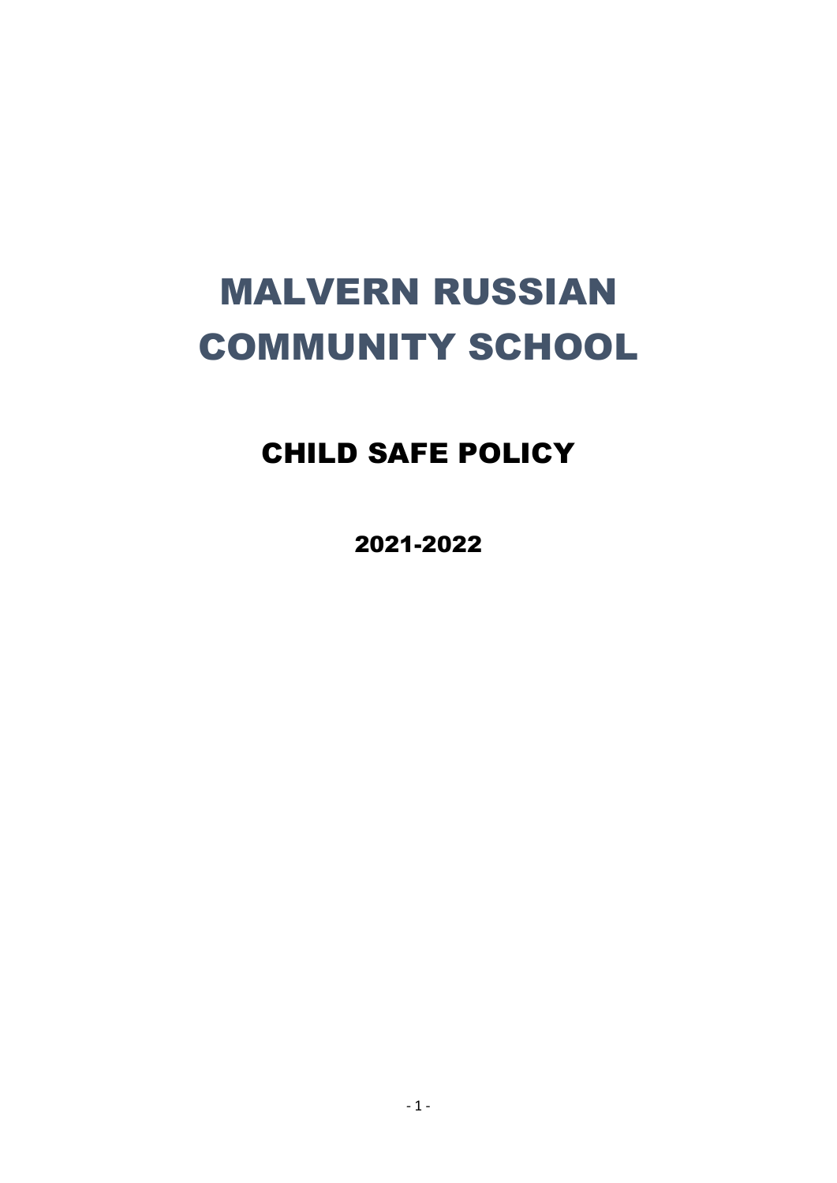# MALVERN RUSSIAN COMMUNITY SCHOOL

## CHILD SAFE POLICY

### 2021-2022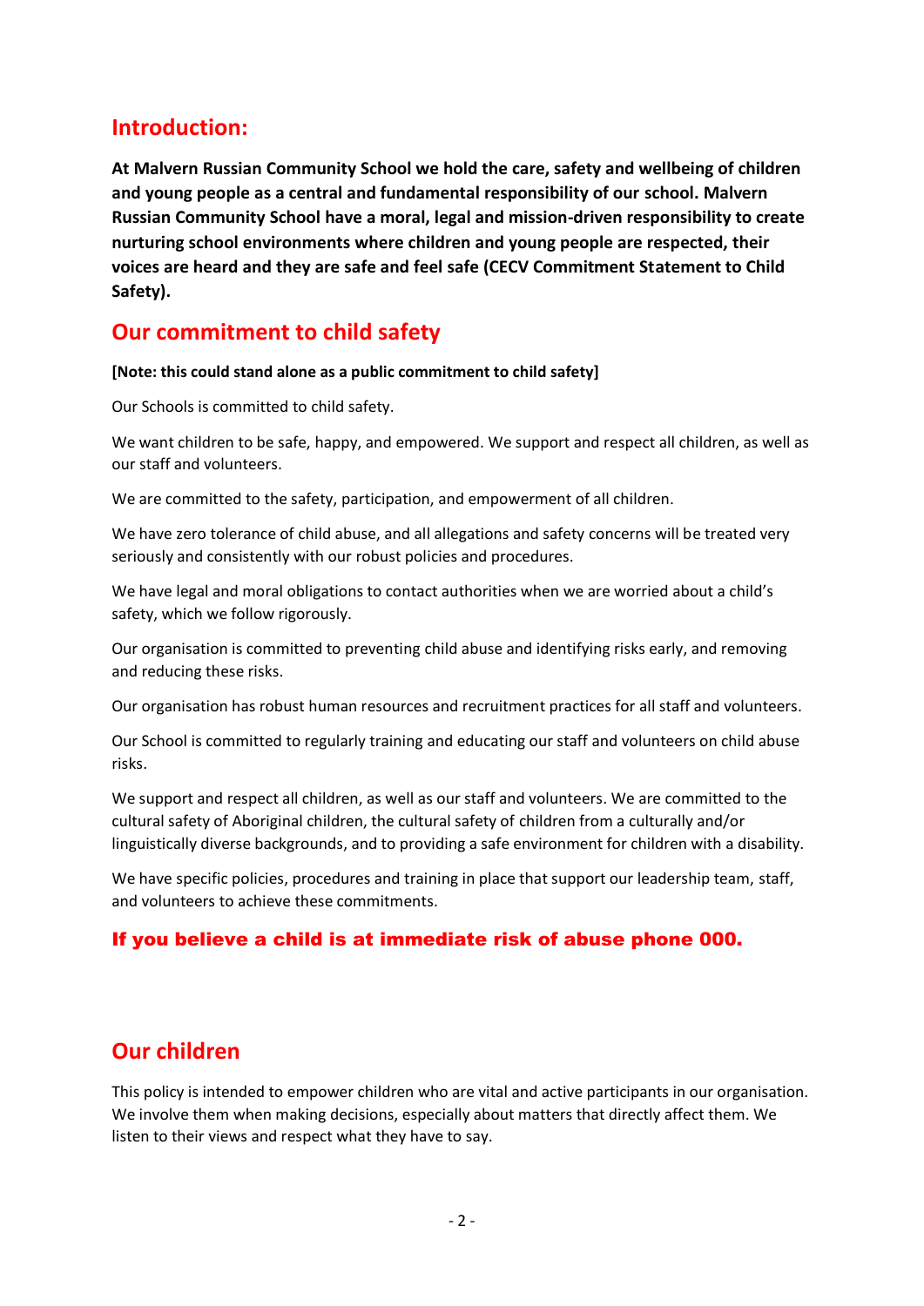## Introduction:

**At Malvern Russian Community School we hold the care, safety and wellbeing of children and young people as a central and fundamental responsibility of our school. Malvern Russian Community School have a moral, legal and mission-driven responsibility to create nurturing school environments where children and young people are respected, their voices are heard and they are safe and feel safe (CECV Commitment Statement to Child Safety).**

## Our commitment to child safety

**[Note: this could stand alone as a public commitment to child safety]**

Our Schools is committed to child safety.

We want children to be safe, happy, and empowered. We support and respect all children, as well as our staff and volunteers.

We are committed to the safety, participation, and empowerment of all children.

We have zero tolerance of child abuse, and all allegations and safety concerns will be treated very seriously and consistently with our robust policies and procedures.

We have legal and moral obligations to contact authorities when we are worried about a child's safety, which we follow rigorously.

Our organisation is committed to preventing child abuse and identifying risks early, and removing and reducing these risks.

Our organisation has robust human resources and recruitment practices for all staff and volunteers.

Our School is committed to regularly training and educating our staff and volunteers on child abuse risks.

We support and respect all children, as well as our staff and volunteers. We are committed to the cultural safety of Aboriginal children, the cultural safety of children from a culturally and/or linguistically diverse backgrounds, and to providing a safe environment for children with a disability.

We have specific policies, procedures and training in place that support our leadership team, staff, and volunteers to achieve these commitments.

**If you believe a child is at immediate risk of abuse phone 000.**

## Our children

This policy is intended to empower children who are vital and active participants in our organisation. We involve them when making decisions, especially about matters that directly affect them. We listen to their views and respect what they have to say.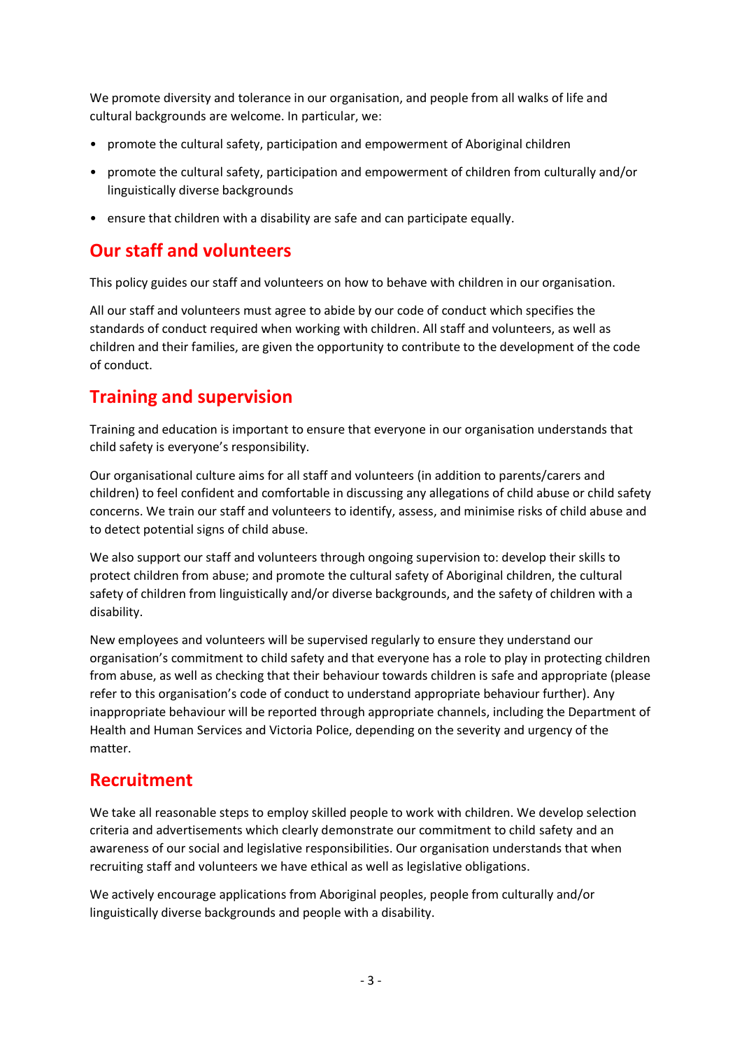We promote diversity and tolerance in our organisation, and people from all walks of life and cultural backgrounds are welcome. In particular, we:

- promote the cultural safety, participation and empowerment of Aboriginal children
- promote the cultural safety, participation and empowerment of children from culturally and/or linguistically diverse backgrounds
- ensure that children with a disability are safe and can participate equally.

## Our staff and volunteers

This policy guides our staff and volunteers on how to behave with children in our organisation.

All our staff and volunteers must agree to abide by our code of conduct which specifies the standards of conduct required when working with children. All staff and volunteers, as well as children and their families, are given the opportunity to contribute to the development of the code of conduct.

## Training and supervision

Training and education is important to ensure that everyone in our organisation understands that child safety is everyone's responsibility.

Our organisational culture aims for all staff and volunteers (in addition to parents/carers and children) to feel confident and comfortable in discussing any allegations of child abuse or child safety concerns. We train our staff and volunteers to identify, assess, and minimise risks of child abuse and to detect potential signs of child abuse.

We also support our staff and volunteers through ongoing supervision to: develop their skills to protect children from abuse; and promote the cultural safety of Aboriginal children, the cultural safety of children from linguistically and/or diverse backgrounds, and the safety of children with a disability.

New employees and volunteers will be supervised regularly to ensure they understand our organisation's commitment to child safety and that everyone has a role to play in protecting children from abuse, as well as checking that their behaviour towards children is safe and appropriate (please refer to this organisation's code of conduct to understand appropriate behaviour further). Any inappropriate behaviour will be reported through appropriate channels, including the Department of Health and Human Services and Victoria Police, depending on the severity and urgency of the matter.

## Recruitment

We take all reasonable steps to employ skilled people to work with children. We develop selection criteria and advertisements which clearly demonstrate our commitment to child safety and an awareness of our social and legislative responsibilities. Our organisation understands that when recruiting staff and volunteers we have ethical as well as legislative obligations.

We actively encourage applications from Aboriginal peoples, people from culturally and/or linguistically diverse backgrounds and people with a disability.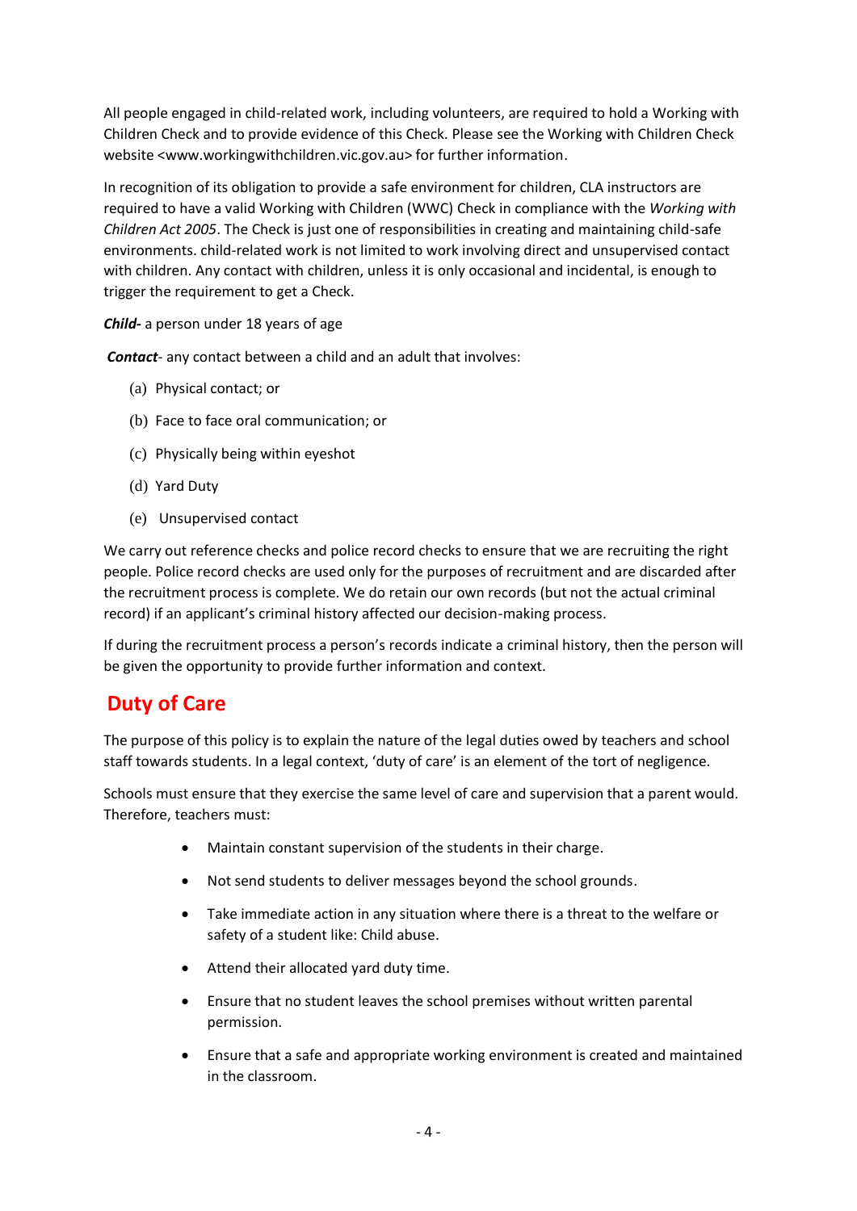All people engaged in child-related work, including volunteers, are required to hold a Working with Children Check and to provide evidence of this Check. Please see the Working with Children Check website <www.workingwithchildren.vic.gov.au> for further information.

In recognition of its obligation to provide a safe environment for children, CLA instructors are required to have a valid Working with Children (WWC) Check in compliance with the *Working with Children Act 2005*. The Check is just one of responsibilities in creating and maintaining child-safe environments. child-related work is not limited to work involving direct and unsupervised contact with children. Any contact with children, unless it is only occasional and incidental, is enough to trigger the requirement to get a Check.

***Child-*** a person under 18 years of age

***Contact***- any contact between a child and an adult that involves:

(a) Physical contact; or

(b) Face to face oral communication; or

(c) Physically being within eyeshot

(d) Yard Duty

(e) Unsupervised contact

We carry out reference checks and police record checks to ensure that we are recruiting the right people. Police record checks are used only for the purposes of recruitment and are discarded after the recruitment process is complete. We do retain our own records (but not the actual criminal record) if an applicant's criminal history affected our decision-making process.

If during the recruitment process a person's records indicate a criminal history, then the person will be given the opportunity to provide further information and context.

## Duty of Care

The purpose of this policy is to explain the nature of the legal duties owed by teachers and school staff towards students. In a legal context, 'duty of care' is an element of the tort of negligence.

Schools must ensure that they exercise the same level of care and supervision that a parent would. Therefore, teachers must:

- Maintain constant supervision of the students in their charge.
- Not send students to deliver messages beyond the school grounds.
- Take immediate action in any situation where there is a threat to the welfare or safety of a student like: Child abuse.
- Attend their allocated yard duty time.
- Ensure that no student leaves the school premises without written parental permission.
- Ensure that a safe and appropriate working environment is created and maintained in the classroom.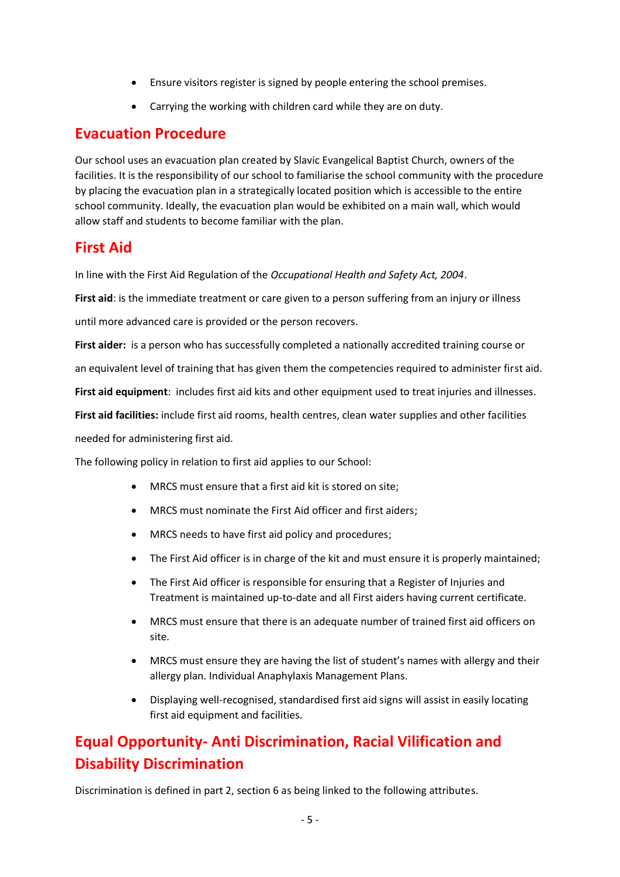- Ensure visitors register is signed by people entering the school premises.
- Carrying the working with children card while they are on duty.

## Evacuation Procedure

Our school uses an evacuation plan created by Slavic Evangelical Baptist Church, owners of the facilities. It is the responsibility of our school to familiarise the school community with the procedure by placing the evacuation plan in a strategically located position which is accessible to the entire school community. Ideally, the evacuation plan would be exhibited on a main wall, which would allow staff and students to become familiar with the plan.

## First Aid

In line with the First Aid Regulation of the *Occupational Health and Safety Act, 2004*.

**First aid**: is the immediate treatment or care given to a person suffering from an injury or illness until more advanced care is provided or the person recovers.

**First aider:** is a person who has successfully completed a nationally accredited training course or an equivalent level of training that has given them the competencies required to administer first aid.

**First aid equipment**: includes first aid kits and other equipment used to treat injuries and illnesses.

**First aid facilities:** include first aid rooms, health centres, clean water supplies and other facilities needed for administering first aid.

The following policy in relation to first aid applies to our School:

- MRCS must ensure that a first aid kit is stored on site;
- MRCS must nominate the First Aid officer and first aiders;
- MRCS needs to have first aid policy and procedures;
- The First Aid officer is in charge of the kit and must ensure it is properly maintained;
- The First Aid officer is responsible for ensuring that a Register of Injuries and Treatment is maintained up-to-date and all First aiders having current certificate.
- MRCS must ensure that there is an adequate number of trained first aid officers on site.
- MRCS must ensure they are having the list of student's names with allergy and their allergy plan. Individual Anaphylaxis Management Plans.
- Displaying well-recognised, standardised first aid signs will assist in easily locating first aid equipment and facilities.

## Equal Opportunity- Anti Discrimination, Racial Vilification and Disability Discrimination

Discrimination is defined in part 2, section 6 as being linked to the following attributes.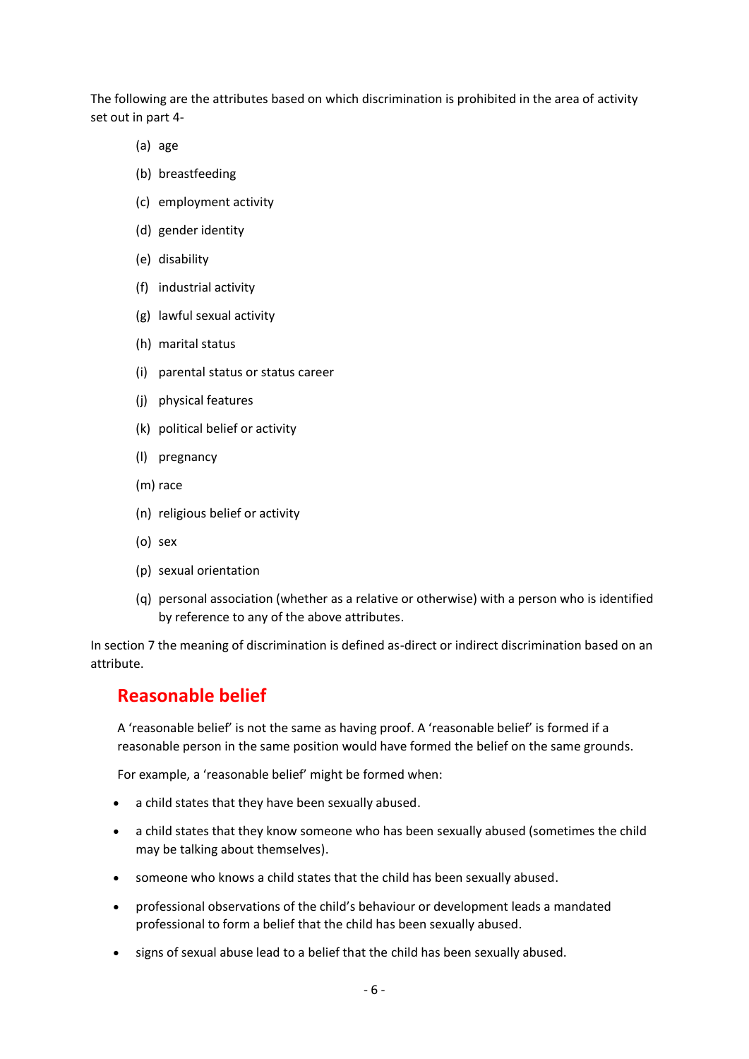The following are the attributes based on which discrimination is prohibited in the area of activity set out in part 4-

(a) age

(b) breastfeeding

(c) employment activity

(d) gender identity

(e) disability

(f) industrial activity

(g) lawful sexual activity

(h) marital status

(i) parental status or status career

(j) physical features

(k) political belief or activity

(l) pregnancy

(m) race

(n) religious belief or activity

(o) sex

(p) sexual orientation

(q) personal association (whether as a relative or otherwise) with a person who is identified by reference to any of the above attributes.

In section 7 the meaning of discrimination is defined as-direct or indirect discrimination based on an attribute.

## Reasonable belief

A 'reasonable belief' is not the same as having proof. A 'reasonable belief' is formed if a reasonable person in the same position would have formed the belief on the same grounds.

For example, a 'reasonable belief' might be formed when:

- a child states that they have been sexually abused.
- a child states that they know someone who has been sexually abused (sometimes the child may be talking about themselves).
- someone who knows a child states that the child has been sexually abused.
- professional observations of the child's behaviour or development leads a mandated professional to form a belief that the child has been sexually abused.
- signs of sexual abuse lead to a belief that the child has been sexually abused.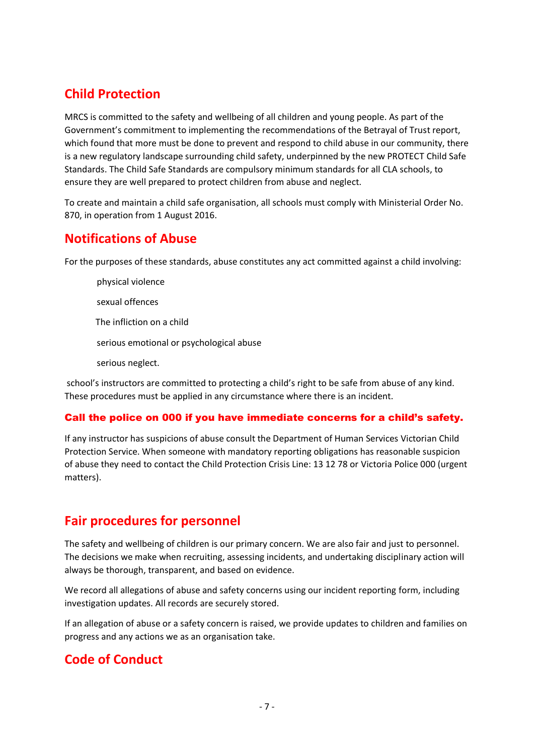## Child Protection

MRCS is committed to the safety and wellbeing of all children and young people. As part of the Government's commitment to implementing the recommendations of the Betrayal of Trust report, which found that more must be done to prevent and respond to child abuse in our community, there is a new regulatory landscape surrounding child safety, underpinned by the new PROTECT Child Safe Standards. The Child Safe Standards are compulsory minimum standards for all CLA schools, to ensure they are well prepared to protect children from abuse and neglect.

To create and maintain a child safe organisation, all schools must comply with Ministerial Order No. 870, in operation from 1 August 2016.

## Notifications of Abuse

For the purposes of these standards, abuse constitutes any act committed against a child involving:

- physical violence
- sexual offences
- The infliction on a child
- serious emotional or psychological abuse
- serious neglect.

school's instructors are committed to protecting a child's right to be safe from abuse of any kind. These procedures must be applied in any circumstance where there is an incident.

### Call the police on 000 if you have immediate concerns for a child's safety.

If any instructor has suspicions of abuse consult the Department of Human Services Victorian Child Protection Service. When someone with mandatory reporting obligations has reasonable suspicion of abuse they need to contact the Child Protection Crisis Line: 13 12 78 or Victoria Police 000 (urgent matters).

## Fair procedures for personnel

The safety and wellbeing of children is our primary concern. We are also fair and just to personnel. The decisions we make when recruiting, assessing incidents, and undertaking disciplinary action will always be thorough, transparent, and based on evidence.

We record all allegations of abuse and safety concerns using our incident reporting form, including investigation updates. All records are securely stored.

If an allegation of abuse or a safety concern is raised, we provide updates to children and families on progress and any actions we as an organisation take.

## Code of Conduct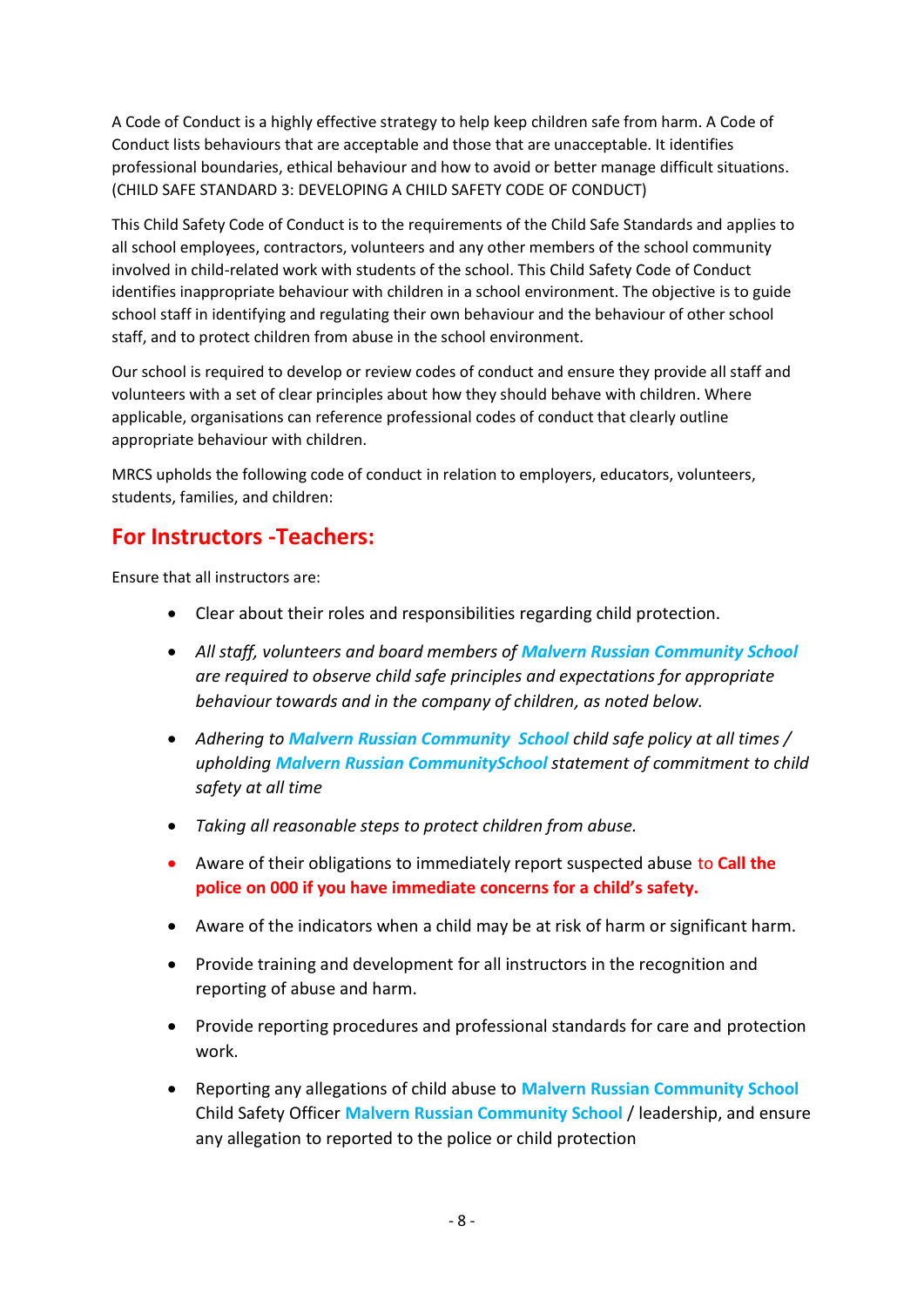A Code of Conduct is a highly effective strategy to help keep children safe from harm. A Code of Conduct lists behaviours that are acceptable and those that are unacceptable. It identifies professional boundaries, ethical behaviour and how to avoid or better manage difficult situations. (CHILD SAFE STANDARD 3: DEVELOPING A CHILD SAFETY CODE OF CONDUCT)

This Child Safety Code of Conduct is to the requirements of the Child Safe Standards and applies to all school employees, contractors, volunteers and any other members of the school community involved in child-related work with students of the school. This Child Safety Code of Conduct identifies inappropriate behaviour with children in a school environment. The objective is to guide school staff in identifying and regulating their own behaviour and the behaviour of other school staff, and to protect children from abuse in the school environment.

Our school is required to develop or review codes of conduct and ensure they provide all staff and volunteers with a set of clear principles about how they should behave with children. Where applicable, organisations can reference professional codes of conduct that clearly outline appropriate behaviour with children.

MRCS upholds the following code of conduct in relation to employers, educators, volunteers, students, families, and children:

## For Instructors -Teachers:

Ensure that all instructors are:

- Clear about their roles and responsibilities regarding child protection.
- *All staff, volunteers and board members of **Malvern Russian Community School** are required to observe child safe principles and expectations for appropriate behaviour towards and in the company of children, as noted below.*
- *Adhering to **Malvern Russian Community School** child safe policy at all times / upholding **Malvern Russian CommunitySchool** statement of commitment to child safety at all time*
- *Taking all reasonable steps to protect children from abuse.*
- Aware of their obligations to immediately report suspected abuse to **Call the police on 000 if you have immediate concerns for a child's safety.**
- Aware of the indicators when a child may be at risk of harm or significant harm.
- Provide training and development for all instructors in the recognition and reporting of abuse and harm.
- Provide reporting procedures and professional standards for care and protection work.
- Reporting any allegations of child abuse to **Malvern Russian Community School** Child Safety Officer **Malvern Russian Community School** / leadership, and ensure any allegation to reported to the police or child protection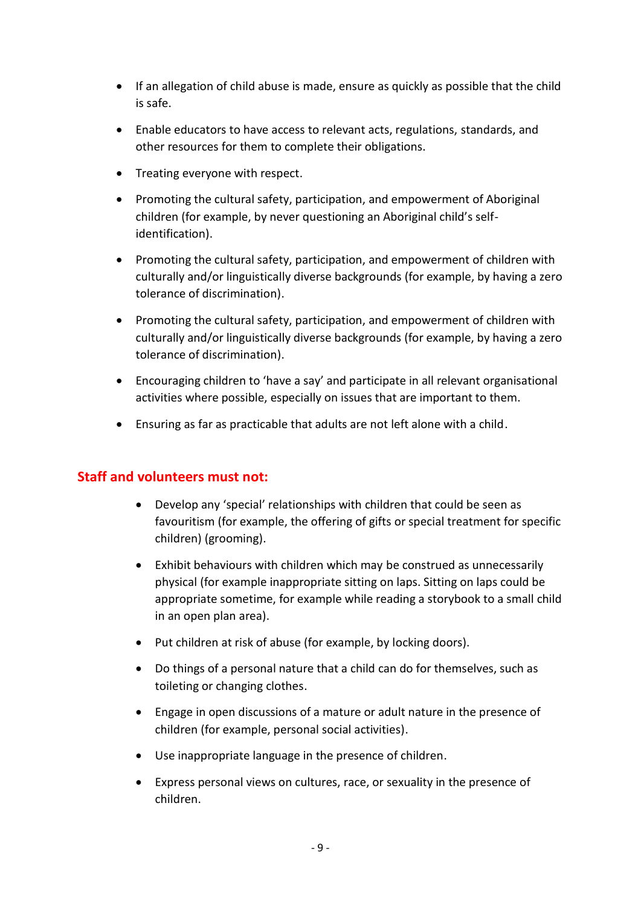- If an allegation of child abuse is made, ensure as quickly as possible that the child is safe.
- Enable educators to have access to relevant acts, regulations, standards, and other resources for them to complete their obligations.
- Treating everyone with respect.
- Promoting the cultural safety, participation, and empowerment of Aboriginal children (for example, by never questioning an Aboriginal child's self-identification).
- Promoting the cultural safety, participation, and empowerment of children with culturally and/or linguistically diverse backgrounds (for example, by having a zero tolerance of discrimination).
- Promoting the cultural safety, participation, and empowerment of children with culturally and/or linguistically diverse backgrounds (for example, by having a zero tolerance of discrimination).
- Encouraging children to 'have a say' and participate in all relevant organisational activities where possible, especially on issues that are important to them.
- Ensuring as far as practicable that adults are not left alone with a child.

## Staff and volunteers must not:

- Develop any 'special' relationships with children that could be seen as favouritism (for example, the offering of gifts or special treatment for specific children) (grooming).
- Exhibit behaviours with children which may be construed as unnecessarily physical (for example inappropriate sitting on laps. Sitting on laps could be appropriate sometime, for example while reading a storybook to a small child in an open plan area).
- Put children at risk of abuse (for example, by locking doors).
- Do things of a personal nature that a child can do for themselves, such as toileting or changing clothes.
- Engage in open discussions of a mature or adult nature in the presence of children (for example, personal social activities).
- Use inappropriate language in the presence of children.
- Express personal views on cultures, race, or sexuality in the presence of children.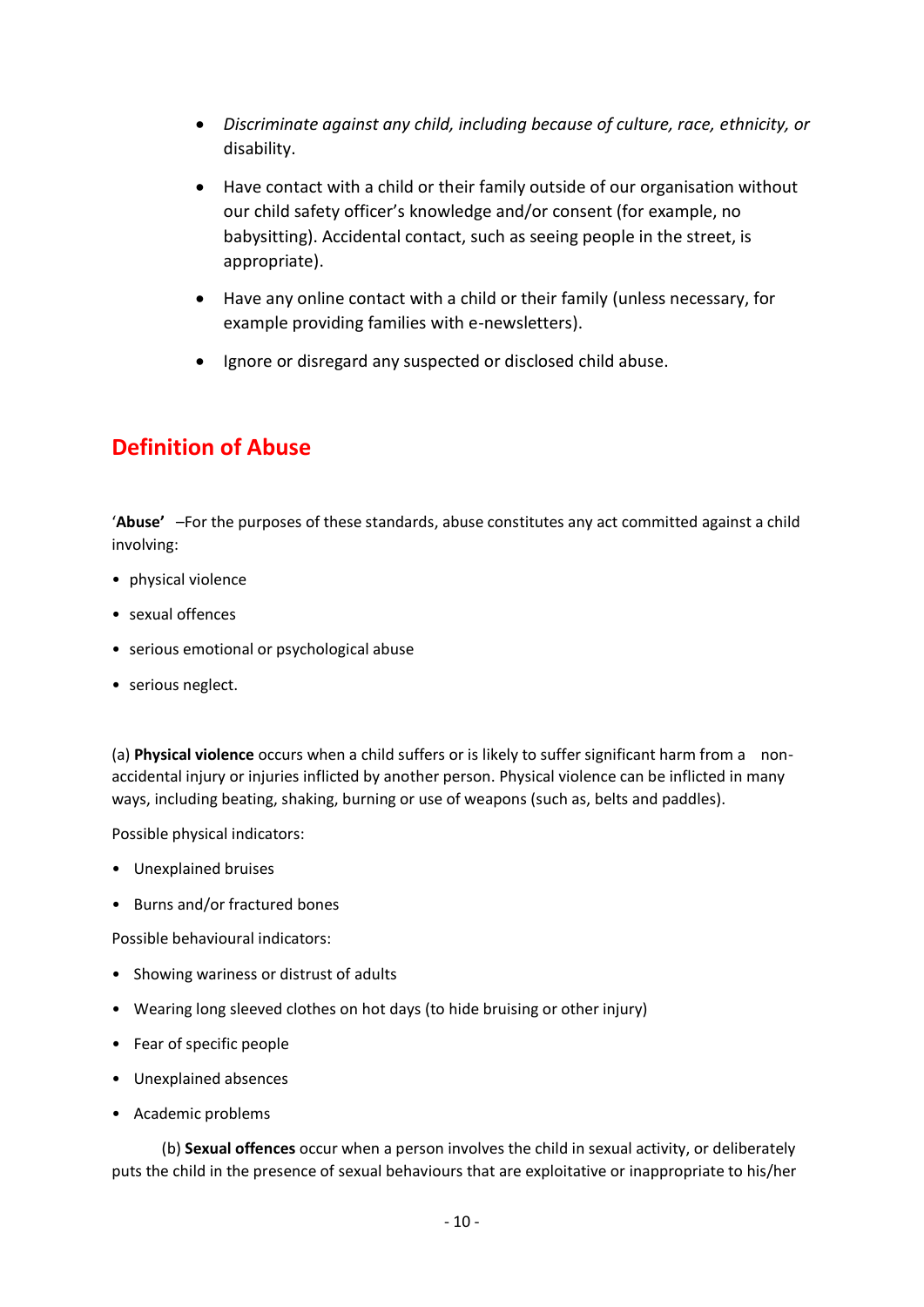- *Discriminate against any child, including because of culture, race, ethnicity, or* disability.
- Have contact with a child or their family outside of our organisation without our child safety officer's knowledge and/or consent (for example, no babysitting). Accidental contact, such as seeing people in the street, is appropriate).
- Have any online contact with a child or their family (unless necessary, for example providing families with e-newsletters).
- Ignore or disregard any suspected or disclosed child abuse.

## Definition of Abuse

'**Abuse'** –For the purposes of these standards, abuse constitutes any act committed against a child involving:

- physical violence
- sexual offences
- serious emotional or psychological abuse
- serious neglect.

(a) **Physical violence** occurs when a child suffers or is likely to suffer significant harm from a non-accidental injury or injuries inflicted by another person. Physical violence can be inflicted in many ways, including beating, shaking, burning or use of weapons (such as, belts and paddles).

Possible physical indicators:

- Unexplained bruises
- Burns and/or fractured bones

Possible behavioural indicators:

- Showing wariness or distrust of adults
- Wearing long sleeved clothes on hot days (to hide bruising or other injury)
- Fear of specific people
- Unexplained absences
- Academic problems

(b) **Sexual offences** occur when a person involves the child in sexual activity, or deliberately puts the child in the presence of sexual behaviours that are exploitative or inappropriate to his/her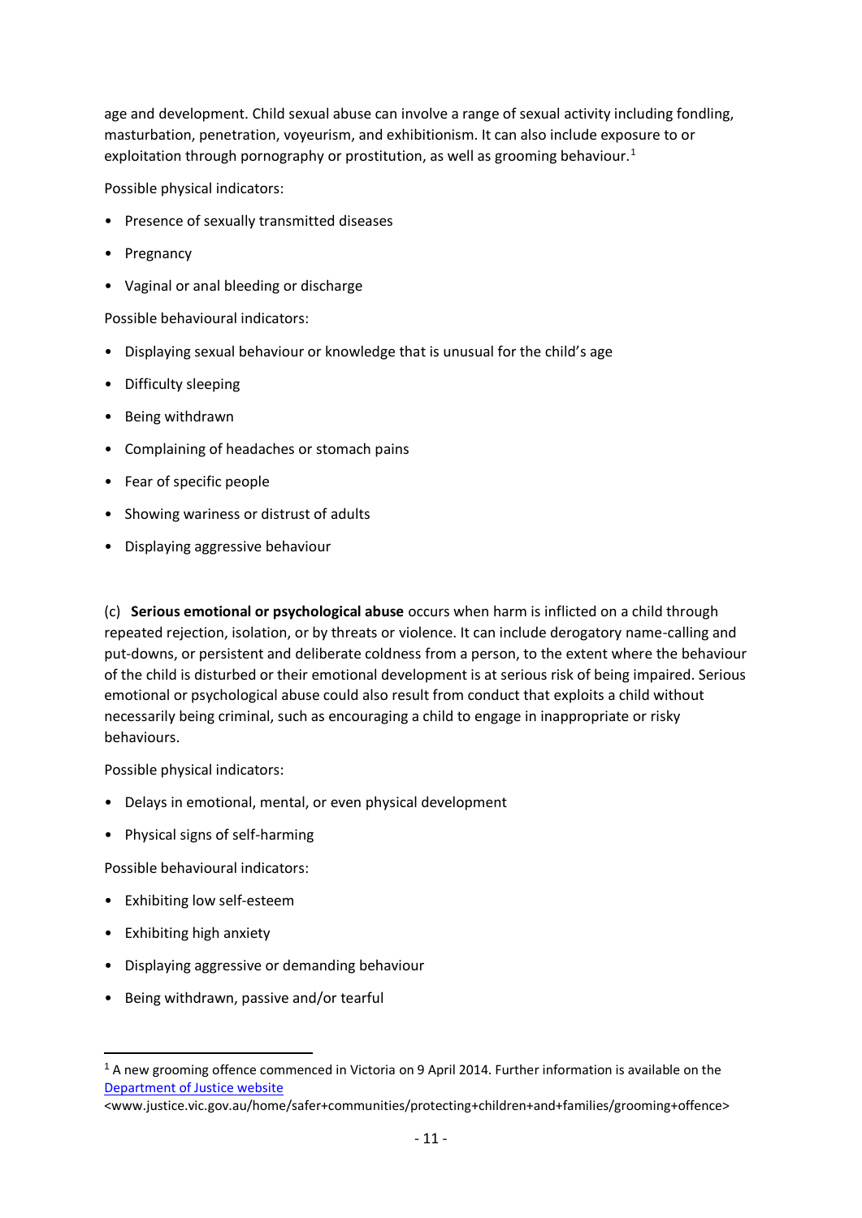age and development. Child sexual abuse can involve a range of sexual activity including fondling, masturbation, penetration, voyeurism, and exhibitionism. It can also include exposure to or exploitation through pornography or prostitution, as well as grooming behaviour.[1]

Possible physical indicators:

- Presence of sexually transmitted diseases
- Pregnancy
- Vaginal or anal bleeding or discharge

Possible behavioural indicators:

- Displaying sexual behaviour or knowledge that is unusual for the child's age
- Difficulty sleeping
- Being withdrawn
- Complaining of headaches or stomach pains
- Fear of specific people
- Showing wariness or distrust of adults
- Displaying aggressive behaviour

(c) **Serious emotional or psychological abuse** occurs when harm is inflicted on a child through repeated rejection, isolation, or by threats or violence. It can include derogatory name-calling and put-downs, or persistent and deliberate coldness from a person, to the extent where the behaviour of the child is disturbed or their emotional development is at serious risk of being impaired. Serious emotional or psychological abuse could also result from conduct that exploits a child without necessarily being criminal, such as encouraging a child to engage in inappropriate or risky behaviours.

Possible physical indicators:

- Delays in emotional, mental, or even physical development
- Physical signs of self-harming

Possible behavioural indicators:

- Exhibiting low self-esteem
- Exhibiting high anxiety
- Displaying aggressive or demanding behaviour
- Being withdrawn, passive and/or tearful

---

[1] A new grooming offence commenced in Victoria on 9 April 2014. Further information is available on the [Department of Justice website](www.justice.vic.gov.au/home/safer+communities/protecting+children+and+families/grooming+offence) <www.justice.vic.gov.au/home/safer+communities/protecting+children+and+families/grooming+offence>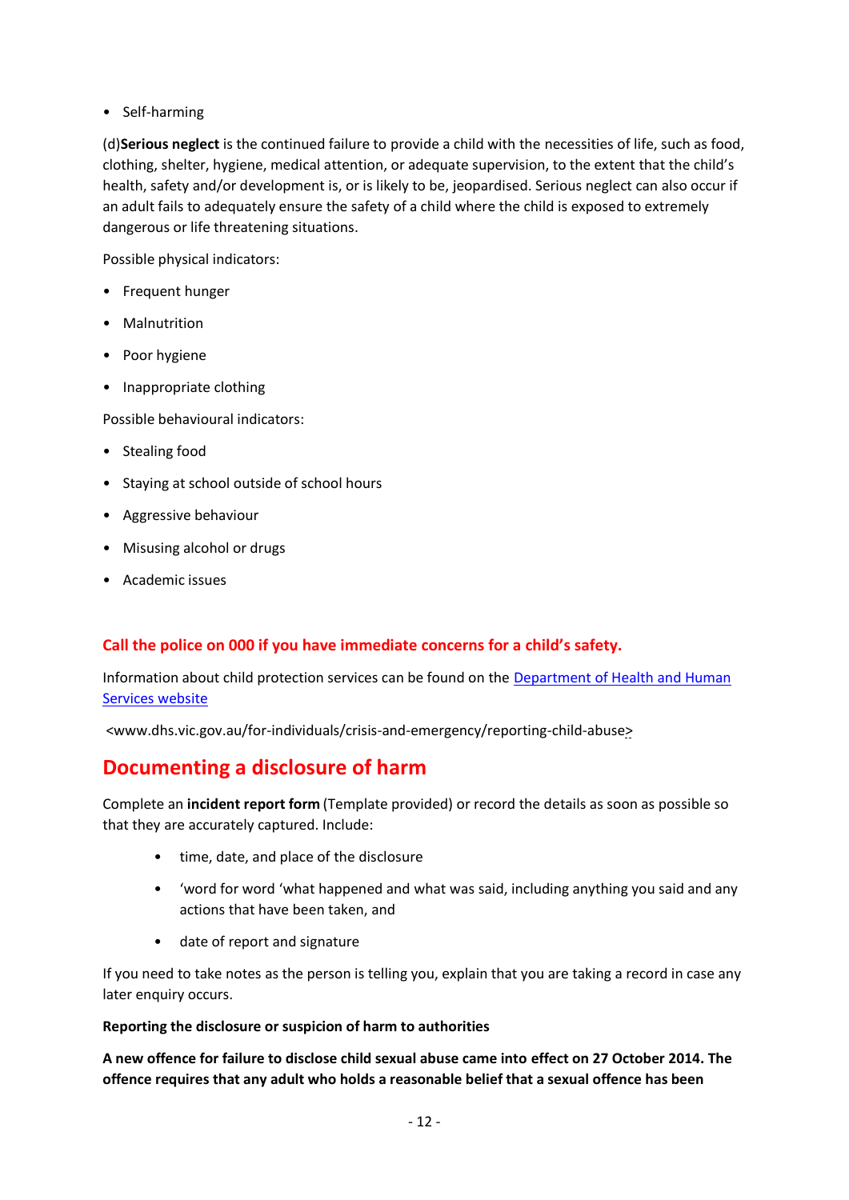- Self-harming

(d)**Serious neglect** is the continued failure to provide a child with the necessities of life, such as food, clothing, shelter, hygiene, medical attention, or adequate supervision, to the extent that the child's health, safety and/or development is, or is likely to be, jeopardised. Serious neglect can also occur if an adult fails to adequately ensure the safety of a child where the child is exposed to extremely dangerous or life threatening situations.

Possible physical indicators:

- Frequent hunger
- Malnutrition
- Poor hygiene
- Inappropriate clothing

Possible behavioural indicators:

- Stealing food
- Staying at school outside of school hours
- Aggressive behaviour
- Misusing alcohol or drugs
- Academic issues

**Call the police on 000 if you have immediate concerns for a child's safety.**

Information about child protection services can be found on the [Department of Health and Human Services website](www.dhs.vic.gov.au/for-individuals/crisis-and-emergency/reporting-child-abuse)

<www.dhs.vic.gov.au/for-individuals/crisis-and-emergency/reporting-child-abuse>

# Documenting a disclosure of harm

Complete an **incident report form** (Template provided) or record the details as soon as possible so that they are accurately captured. Include:

- time, date, and place of the disclosure
- 'word for word 'what happened and what was said, including anything you said and any actions that have been taken, and
- date of report and signature

If you need to take notes as the person is telling you, explain that you are taking a record in case any later enquiry occurs.

**Reporting the disclosure or suspicion of harm to authorities**

**A new offence for failure to disclose child sexual abuse came into effect on 27 October 2014. The offence requires that any adult who holds a reasonable belief that a sexual offence has been**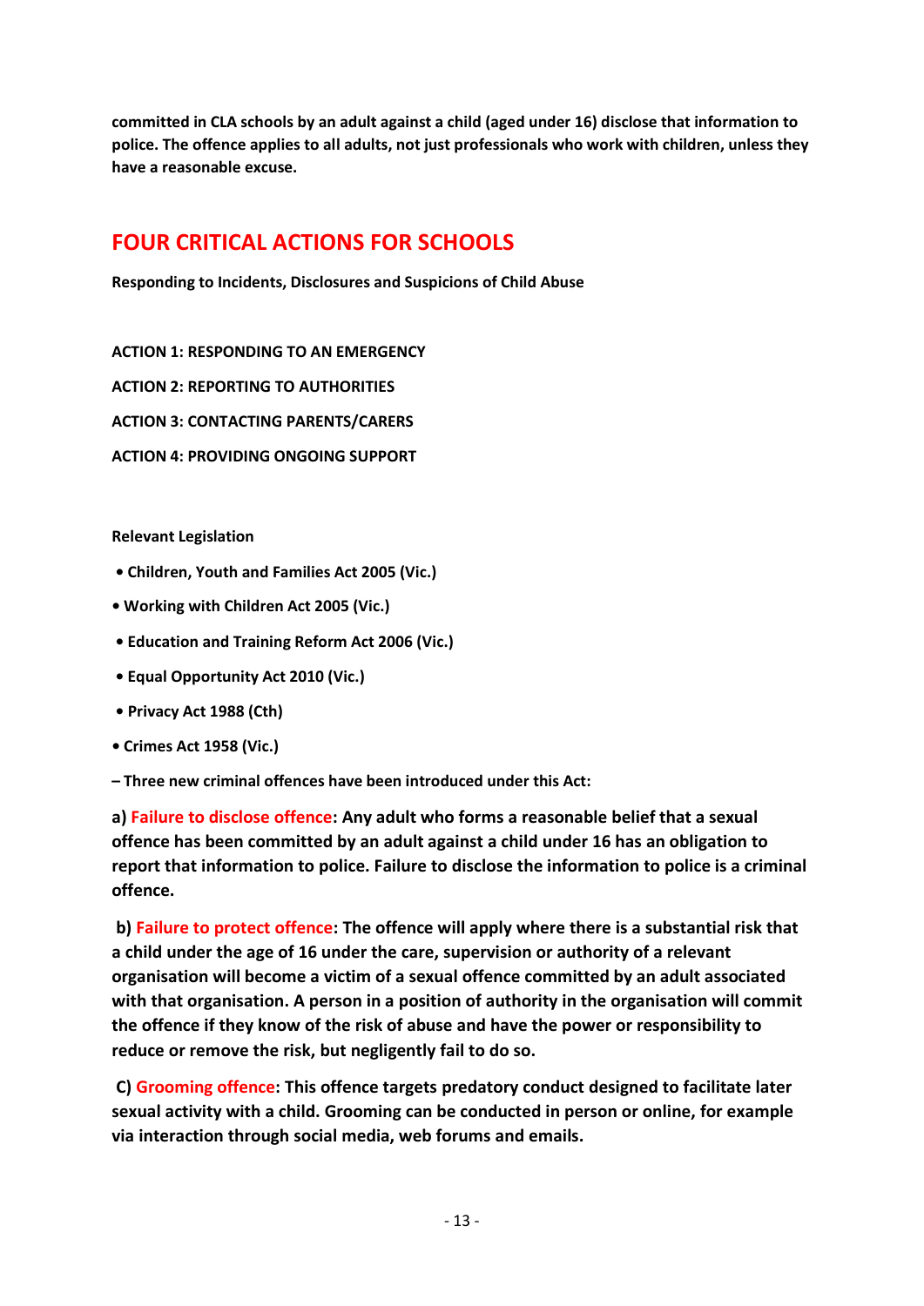**committed in CLA schools by an adult against a child (aged under 16) disclose that information to police. The offence applies to all adults, not just professionals who work with children, unless they have a reasonable excuse.**

## FOUR CRITICAL ACTIONS FOR SCHOOLS

**Responding to Incidents, Disclosures and Suspicions of Child Abuse**

**ACTION 1: RESPONDING TO AN EMERGENCY**

**ACTION 2: REPORTING TO AUTHORITIES**

**ACTION 3: CONTACTING PARENTS/CARERS**

**ACTION 4: PROVIDING ONGOING SUPPORT**

**Relevant Legislation**

- **Children, Youth and Families Act 2005 (Vic.)**
- **Working with Children Act 2005 (Vic.)**
- **Education and Training Reform Act 2006 (Vic.)**
- **Equal Opportunity Act 2010 (Vic.)**
- **Privacy Act 1988 (Cth)**
- **Crimes Act 1958 (Vic.)**

**– Three new criminal offences have been introduced under this Act:**

**a) Failure to disclose offence: Any adult who forms a reasonable belief that a sexual offence has been committed by an adult against a child under 16 has an obligation to report that information to police. Failure to disclose the information to police is a criminal offence.**

**b) Failure to protect offence: The offence will apply where there is a substantial risk that a child under the age of 16 under the care, supervision or authority of a relevant organisation will become a victim of a sexual offence committed by an adult associated with that organisation. A person in a position of authority in the organisation will commit the offence if they know of the risk of abuse and have the power or responsibility to reduce or remove the risk, but negligently fail to do so.**

**C) Grooming offence: This offence targets predatory conduct designed to facilitate later sexual activity with a child. Grooming can be conducted in person or online, for example via interaction through social media, web forums and emails.**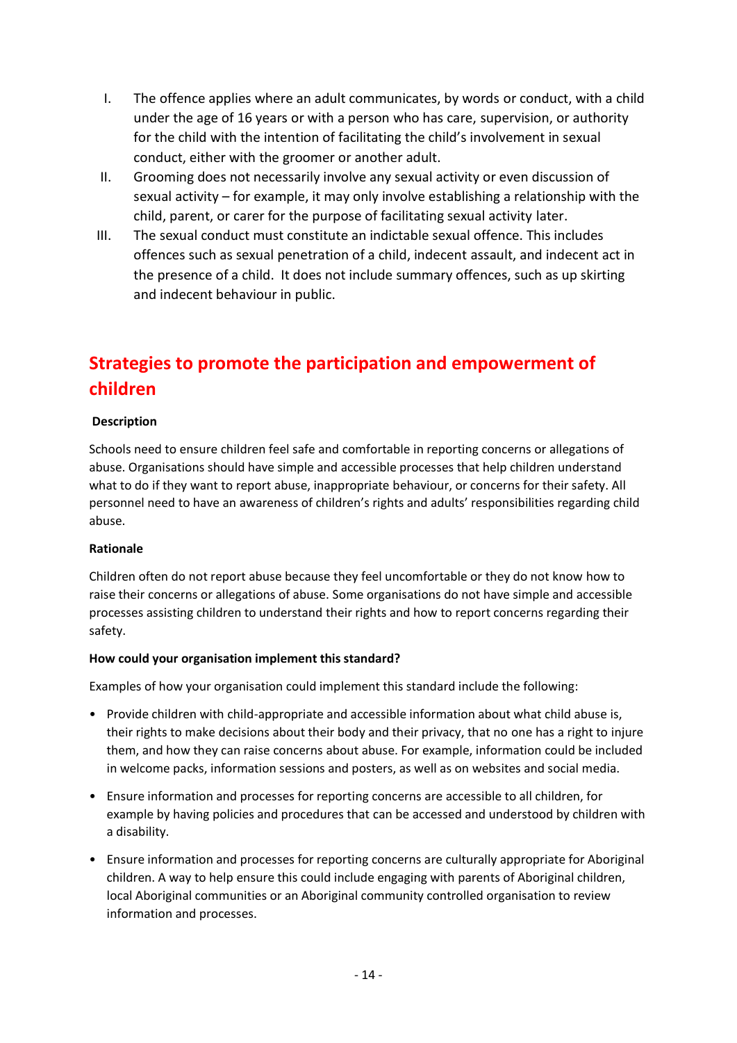I. The offence applies where an adult communicates, by words or conduct, with a child under the age of 16 years or with a person who has care, supervision, or authority for the child with the intention of facilitating the child's involvement in sexual conduct, either with the groomer or another adult.
II. Grooming does not necessarily involve any sexual activity or even discussion of sexual activity – for example, it may only involve establishing a relationship with the child, parent, or carer for the purpose of facilitating sexual activity later.
III. The sexual conduct must constitute an indictable sexual offence. This includes offences such as sexual penetration of a child, indecent assault, and indecent act in the presence of a child. It does not include summary offences, such as up skirting and indecent behaviour in public.

## Strategies to promote the participation and empowerment of children

**Description**

Schools need to ensure children feel safe and comfortable in reporting concerns or allegations of abuse. Organisations should have simple and accessible processes that help children understand what to do if they want to report abuse, inappropriate behaviour, or concerns for their safety. All personnel need to have an awareness of children's rights and adults' responsibilities regarding child abuse.

**Rationale**

Children often do not report abuse because they feel uncomfortable or they do not know how to raise their concerns or allegations of abuse. Some organisations do not have simple and accessible processes assisting children to understand their rights and how to report concerns regarding their safety.

**How could your organisation implement this standard?**

Examples of how your organisation could implement this standard include the following:

- Provide children with child-appropriate and accessible information about what child abuse is, their rights to make decisions about their body and their privacy, that no one has a right to injure them, and how they can raise concerns about abuse. For example, information could be included in welcome packs, information sessions and posters, as well as on websites and social media.
- Ensure information and processes for reporting concerns are accessible to all children, for example by having policies and procedures that can be accessed and understood by children with a disability.
- Ensure information and processes for reporting concerns are culturally appropriate for Aboriginal children. A way to help ensure this could include engaging with parents of Aboriginal children, local Aboriginal communities or an Aboriginal community controlled organisation to review information and processes.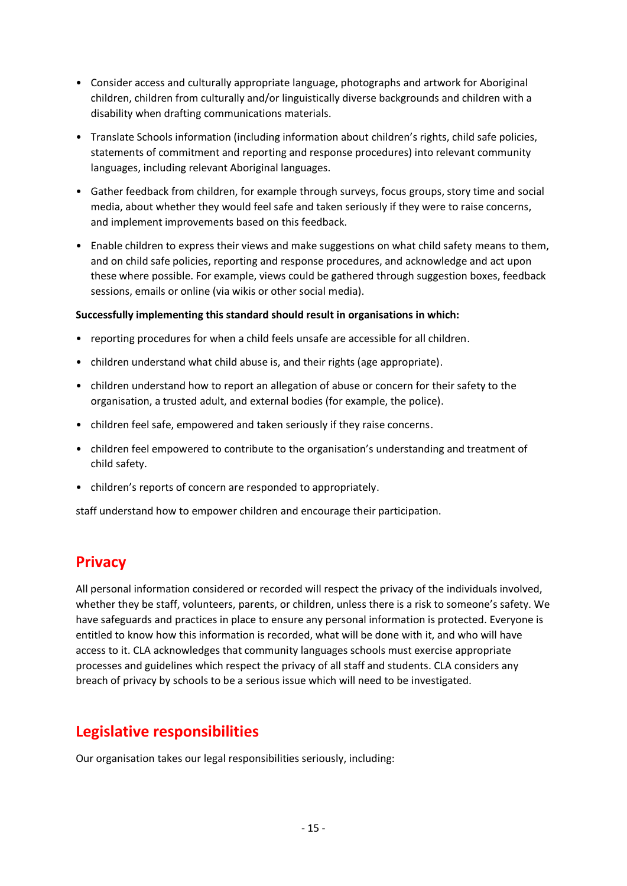- Consider access and culturally appropriate language, photographs and artwork for Aboriginal children, children from culturally and/or linguistically diverse backgrounds and children with a disability when drafting communications materials.
- Translate Schools information (including information about children's rights, child safe policies, statements of commitment and reporting and response procedures) into relevant community languages, including relevant Aboriginal languages.
- Gather feedback from children, for example through surveys, focus groups, story time and social media, about whether they would feel safe and taken seriously if they were to raise concerns, and implement improvements based on this feedback.
- Enable children to express their views and make suggestions on what child safety means to them, and on child safe policies, reporting and response procedures, and acknowledge and act upon these where possible. For example, views could be gathered through suggestion boxes, feedback sessions, emails or online (via wikis or other social media).

**Successfully implementing this standard should result in organisations in which:**

- reporting procedures for when a child feels unsafe are accessible for all children.
- children understand what child abuse is, and their rights (age appropriate).
- children understand how to report an allegation of abuse or concern for their safety to the organisation, a trusted adult, and external bodies (for example, the police).
- children feel safe, empowered and taken seriously if they raise concerns.
- children feel empowered to contribute to the organisation's understanding and treatment of child safety.
- children's reports of concern are responded to appropriately.

staff understand how to empower children and encourage their participation.

## Privacy

All personal information considered or recorded will respect the privacy of the individuals involved, whether they be staff, volunteers, parents, or children, unless there is a risk to someone's safety. We have safeguards and practices in place to ensure any personal information is protected. Everyone is entitled to know how this information is recorded, what will be done with it, and who will have access to it. CLA acknowledges that community languages schools must exercise appropriate processes and guidelines which respect the privacy of all staff and students. CLA considers any breach of privacy by schools to be a serious issue which will need to be investigated.

## Legislative responsibilities

Our organisation takes our legal responsibilities seriously, including: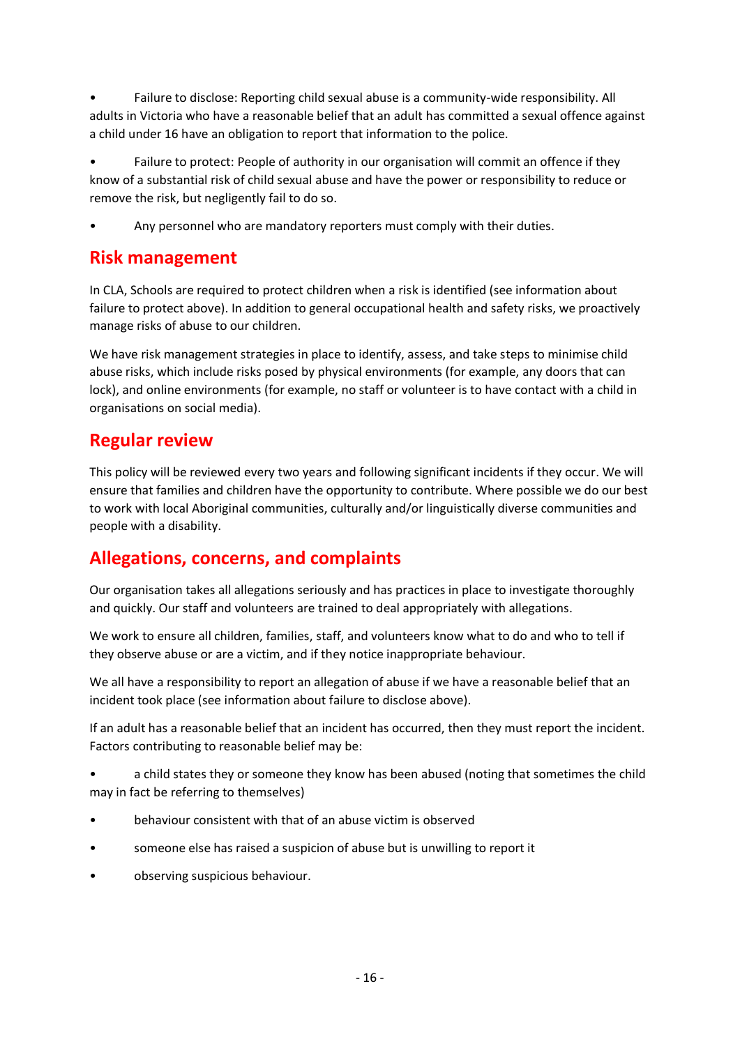- Failure to disclose: Reporting child sexual abuse is a community-wide responsibility. All adults in Victoria who have a reasonable belief that an adult has committed a sexual offence against a child under 16 have an obligation to report that information to the police.
- Failure to protect: People of authority in our organisation will commit an offence if they know of a substantial risk of child sexual abuse and have the power or responsibility to reduce or remove the risk, but negligently fail to do so.
- Any personnel who are mandatory reporters must comply with their duties.

## Risk management

In CLA, Schools are required to protect children when a risk is identified (see information about failure to protect above). In addition to general occupational health and safety risks, we proactively manage risks of abuse to our children.

We have risk management strategies in place to identify, assess, and take steps to minimise child abuse risks, which include risks posed by physical environments (for example, any doors that can lock), and online environments (for example, no staff or volunteer is to have contact with a child in organisations on social media).

## Regular review

This policy will be reviewed every two years and following significant incidents if they occur. We will ensure that families and children have the opportunity to contribute. Where possible we do our best to work with local Aboriginal communities, culturally and/or linguistically diverse communities and people with a disability.

## Allegations, concerns, and complaints

Our organisation takes all allegations seriously and has practices in place to investigate thoroughly and quickly. Our staff and volunteers are trained to deal appropriately with allegations.

We work to ensure all children, families, staff, and volunteers know what to do and who to tell if they observe abuse or are a victim, and if they notice inappropriate behaviour.

We all have a responsibility to report an allegation of abuse if we have a reasonable belief that an incident took place (see information about failure to disclose above).

If an adult has a reasonable belief that an incident has occurred, then they must report the incident. Factors contributing to reasonable belief may be:

- a child states they or someone they know has been abused (noting that sometimes the child may in fact be referring to themselves)
- behaviour consistent with that of an abuse victim is observed
- someone else has raised a suspicion of abuse but is unwilling to report it
- observing suspicious behaviour.